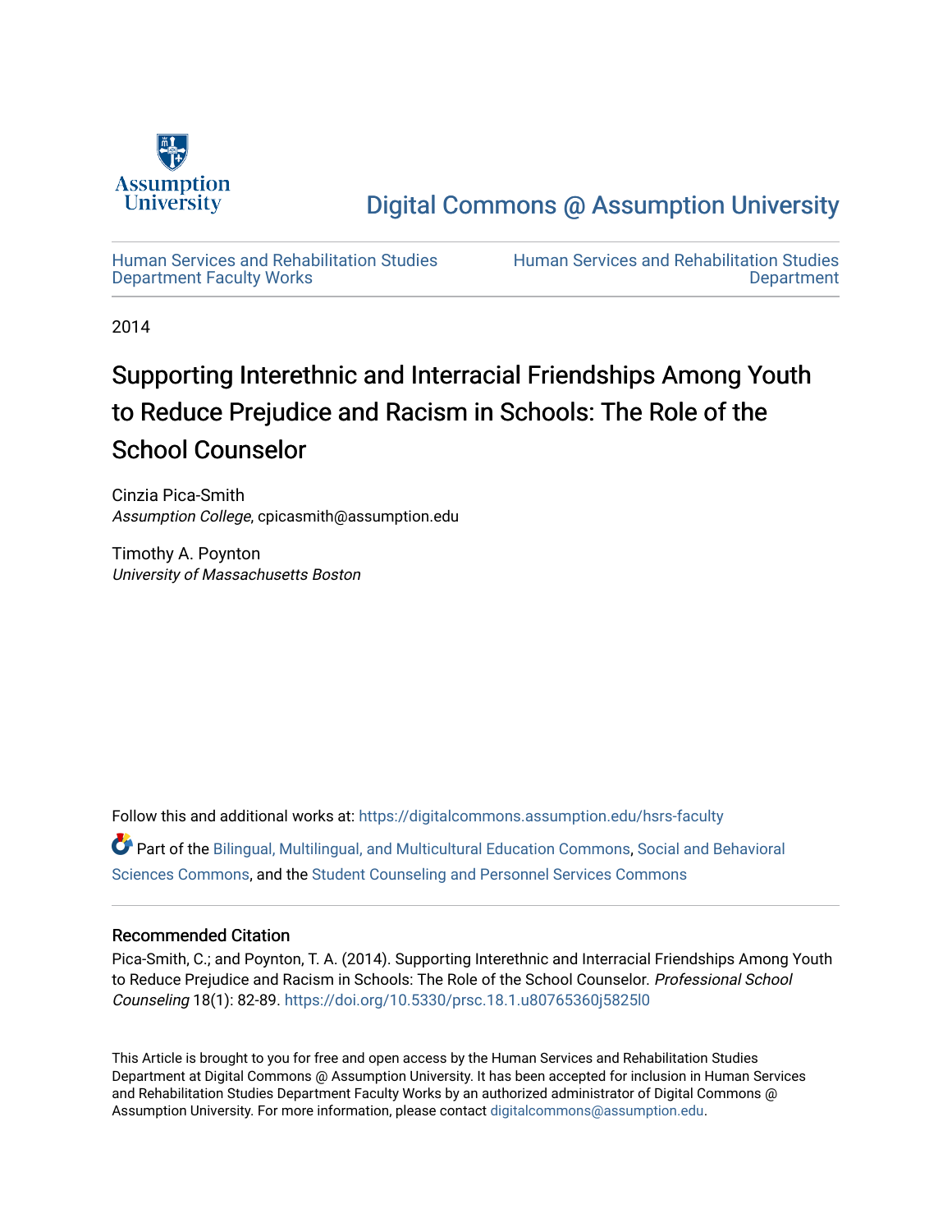Assumption University

Digital Commons @ Assumption University

Human Services and Rehabilitation Studies Department Faculty Works

Human Services and Rehabilitation Studies Department

2014

# Supporting Interethnic and Interracial Friendships Among Youth to Reduce Prejudice and Racism in Schools: The Role of the School Counselor

Cinzia Pica-Smith
*Assumption College*, cpicasmith@assumption.edu

Timothy A. Poynton
*University of Massachusetts Boston*

Follow this and additional works at: https://digitalcommons.assumption.edu/hsrs-faculty

Part of the Bilingual, Multilingual, and Multicultural Education Commons, Social and Behavioral Sciences Commons, and the Student Counseling and Personnel Services Commons

## Recommended Citation

Pica-Smith, C.; and Poynton, T. A. (2014). Supporting Interethnic and Interracial Friendships Among Youth to Reduce Prejudice and Racism in Schools: The Role of the School Counselor. *Professional School Counseling* 18(1): 82-89. https://doi.org/10.5330/prsc.18.1.u80765360j5825l0

This Article is brought to you for free and open access by the Human Services and Rehabilitation Studies Department at Digital Commons @ Assumption University. It has been accepted for inclusion in Human Services and Rehabilitation Studies Department Faculty Works by an authorized administrator of Digital Commons @ Assumption University. For more information, please contact digitalcommons@assumption.edu.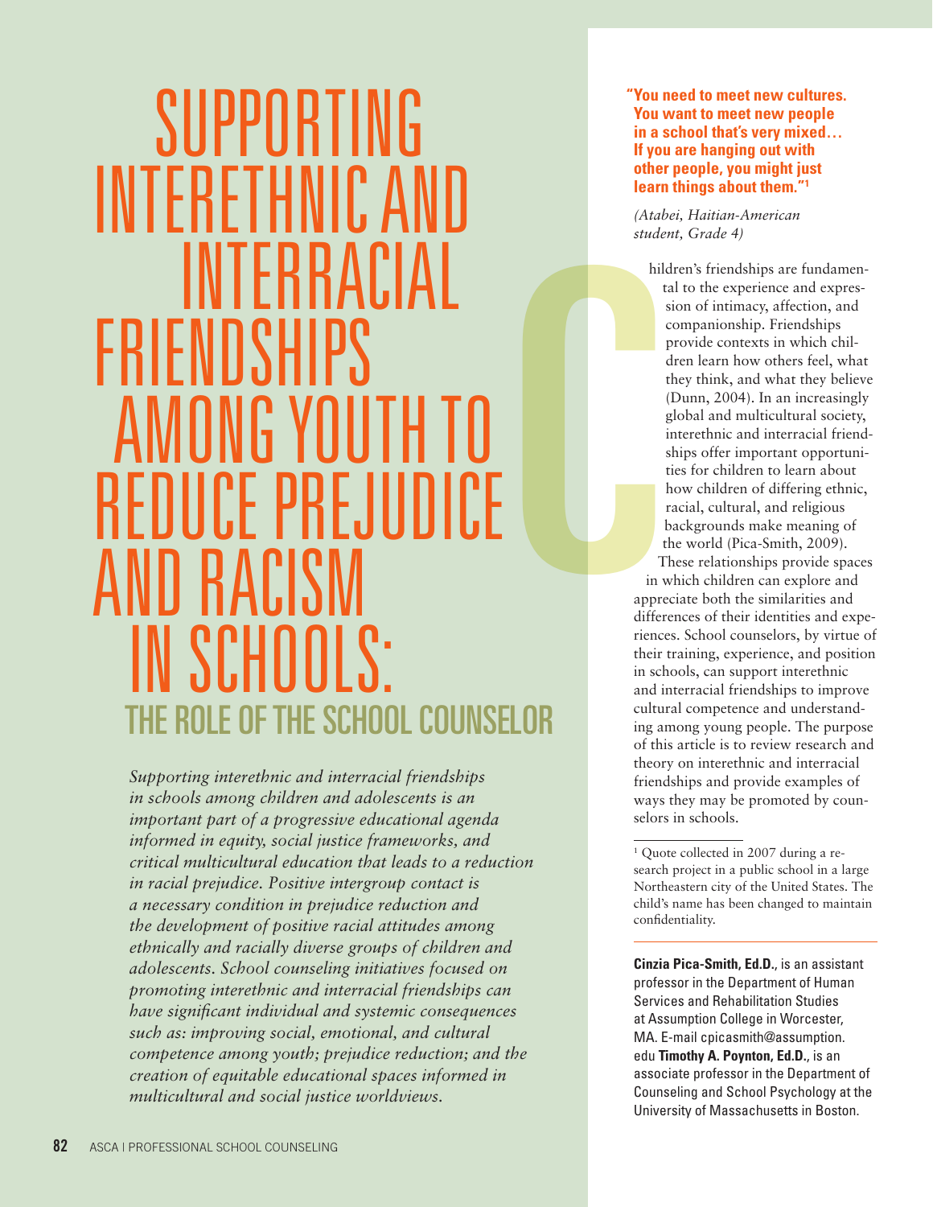# SUPPORTING INTERETHNIC AND INTERRACIAL FRIENDSHIPS AMONG YOUTH TO REDUCE PREJUDICE AND RACISM IN SCHOOLS:

## THE ROLE OF THE SCHOOL COUNSELOR

*Supporting interethnic and interracial friendships in schools among children and adolescents is an important part of a progressive educational agenda informed in equity, social justice frameworks, and critical multicultural education that leads to a reduction in racial prejudice. Positive intergroup contact is a necessary condition in prejudice reduction and the development of positive racial attitudes among ethnically and racially diverse groups of children and adolescents. School counseling initiatives focused on promoting interethnic and interracial friendships can have significant individual and systemic consequences such as: improving social, emotional, and cultural competence among youth; prejudice reduction; and the creation of equitable educational spaces informed in multicultural and social justice worldviews.*

**"You need to meet new cultures. You want to meet new people in a school that's very mixed… If you are hanging out with other people, you might just learn things about them."[1]**

*(Atabei, Haitian-American student, Grade 4)*

Children's friendships are fundamental to the experience and expression of intimacy, affection, and companionship. Friendships provide contexts in which children learn how others feel, what they think, and what they believe (Dunn, 2004). In an increasingly global and multicultural society, interethnic and interracial friendships offer important opportunities for children to learn about how children of differing ethnic, racial, cultural, and religious backgrounds make meaning of the world (Pica-Smith, 2009). These relationships provide spaces in which children can explore and appreciate both the similarities and differences of their identities and experiences. School counselors, by virtue of their training, experience, and position in schools, can support interethnic and interracial friendships to improve cultural competence and understanding among young people. The purpose of this article is to review research and theory on interethnic and interracial friendships and provide examples of ways they may be promoted by counselors in schools.

[1] Quote collected in 2007 during a research project in a public school in a large Northeastern city of the United States. The child's name has been changed to maintain confidentiality.

**Cinzia Pica-Smith, Ed.D.**, is an assistant professor in the Department of Human Services and Rehabilitation Studies at Assumption College in Worcester, MA. E-mail cpicasmith@assumption.edu **Timothy A. Poynton, Ed.D.**, is an associate professor in the Department of Counseling and School Psychology at the University of Massachusetts in Boston.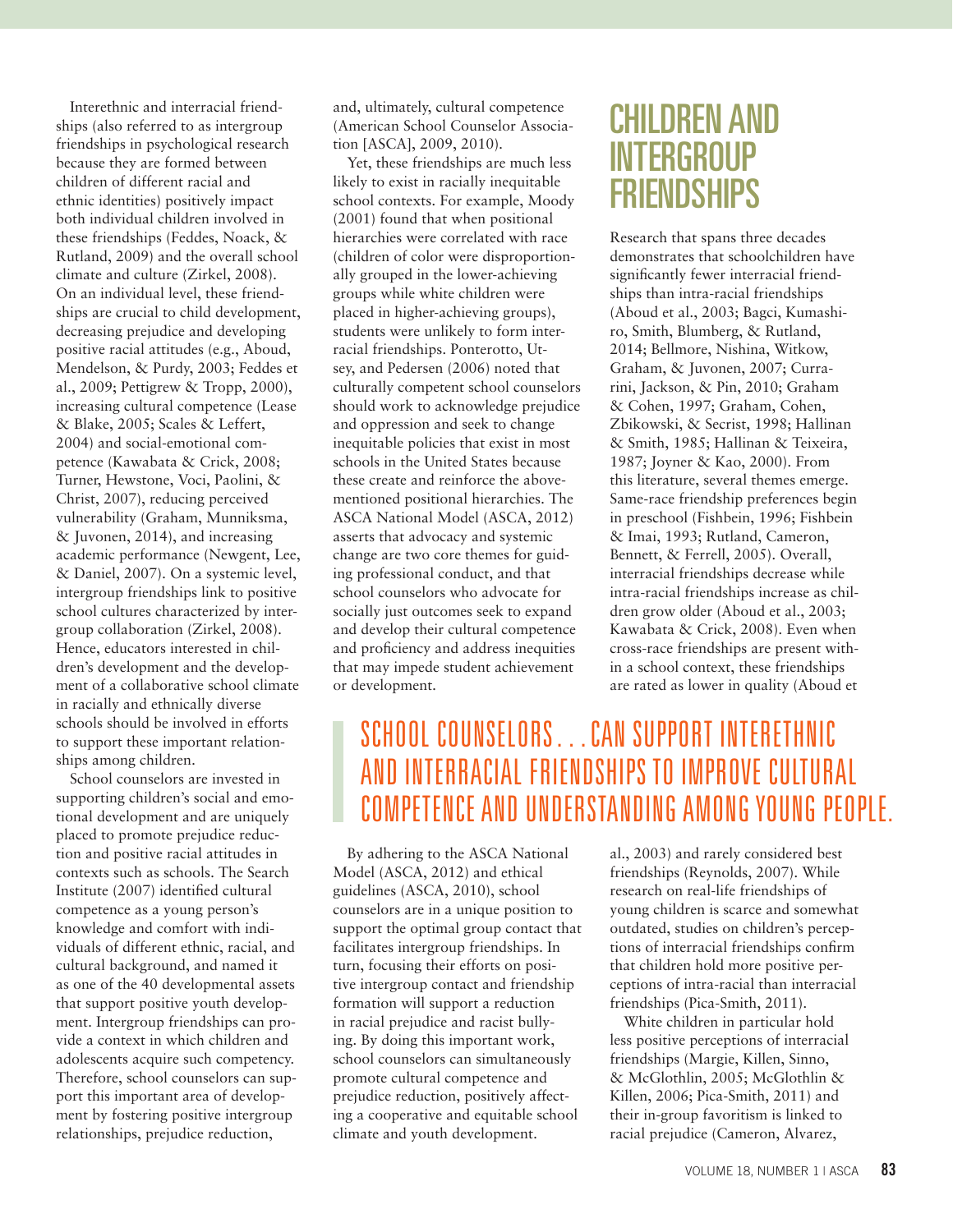Interethnic and interracial friendships (also referred to as intergroup friendships in psychological research because they are formed between children of different racial and ethnic identities) positively impact both individual children involved in these friendships (Feddes, Noack, & Rutland, 2009) and the overall school climate and culture (Zirkel, 2008). On an individual level, these friendships are crucial to child development, decreasing prejudice and developing positive racial attitudes (e.g., Aboud, Mendelson, & Purdy, 2003; Feddes et al., 2009; Pettigrew & Tropp, 2000), increasing cultural competence (Lease & Blake, 2005; Scales & Leffert, 2004) and social-emotional competence (Kawabata & Crick, 2008; Turner, Hewstone, Voci, Paolini, & Christ, 2007), reducing perceived vulnerability (Graham, Munniksma, & Juvonen, 2014), and increasing academic performance (Newgent, Lee, & Daniel, 2007). On a systemic level, intergroup friendships link to positive school cultures characterized by intergroup collaboration (Zirkel, 2008). Hence, educators interested in children's development and the development of a collaborative school climate in racially and ethnically diverse schools should be involved in efforts to support these important relationships among children.

School counselors are invested in supporting children's social and emotional development and are uniquely placed to promote prejudice reduction and positive racial attitudes in contexts such as schools. The Search Institute (2007) identified cultural competence as a young person's knowledge and comfort with individuals of different ethnic, racial, and cultural background, and named it as one of the 40 developmental assets that support positive youth development. Intergroup friendships can provide a context in which children and adolescents acquire such competency. Therefore, school counselors can support this important area of development by fostering positive intergroup relationships, prejudice reduction, and, ultimately, cultural competence (American School Counselor Association [ASCA], 2009, 2010).

Yet, these friendships are much less likely to exist in racially inequitable school contexts. For example, Moody (2001) found that when positional hierarchies were correlated with race (children of color were disproportionally grouped in the lower-achieving groups while white children were placed in higher-achieving groups), students were unlikely to form interracial friendships. Ponterotto, Utsey, and Pedersen (2006) noted that culturally competent school counselors should work to acknowledge prejudice and oppression and seek to change inequitable policies that exist in most schools in the United States because these create and reinforce the above-mentioned positional hierarchies. The ASCA National Model (ASCA, 2012) asserts that advocacy and systemic change are two core themes for guiding professional conduct, and that school counselors who advocate for socially just outcomes seek to expand and develop their cultural competence and proficiency and address inequities that may impede student achievement or development.

> SCHOOL COUNSELORS…CAN SUPPORT INTERETHNIC AND INTERRACIAL FRIENDSHIPS TO IMPROVE CULTURAL COMPETENCE AND UNDERSTANDING AMONG YOUNG PEOPLE.

By adhering to the ASCA National Model (ASCA, 2012) and ethical guidelines (ASCA, 2010), school counselors are in a unique position to support the optimal group contact that facilitates intergroup friendships. In turn, focusing their efforts on positive intergroup contact and friendship formation will support a reduction in racial prejudice and racist bullying. By doing this important work, school counselors can simultaneously promote cultural competence and prejudice reduction, positively affecting a cooperative and equitable school climate and youth development.

## CHILDREN AND INTERGROUP FRIENDSHIPS

Research that spans three decades demonstrates that schoolchildren have significantly fewer interracial friendships than intra-racial friendships (Aboud et al., 2003; Bagci, Kumashiro, Smith, Blumberg, & Rutland, 2014; Bellmore, Nishina, Witkow, Graham, & Juvonen, 2007; Currarini, Jackson, & Pin, 2010; Graham & Cohen, 1997; Graham, Cohen, Zbikowski, & Secrist, 1998; Hallinan & Smith, 1985; Hallinan & Teixeira, 1987; Joyner & Kao, 2000). From this literature, several themes emerge. Same-race friendship preferences begin in preschool (Fishbein, 1996; Fishbein & Imai, 1993; Rutland, Cameron, Bennett, & Ferrell, 2005). Overall, interracial friendships decrease while intra-racial friendships increase as children grow older (Aboud et al., 2003; Kawabata & Crick, 2008). Even when cross-race friendships are present within a school context, these friendships are rated as lower in quality (Aboud et al., 2003) and rarely considered best friendships (Reynolds, 2007). While research on real-life friendships of young children is scarce and somewhat outdated, studies on children's perceptions of interracial friendships confirm that children hold more positive perceptions of intra-racial than interracial friendships (Pica-Smith, 2011).

White children in particular hold less positive perceptions of interracial friendships (Margie, Killen, Sinno, & McGlothlin, 2005; McGlothlin & Killen, 2006; Pica-Smith, 2011) and their in-group favoritism is linked to racial prejudice (Cameron, Alvarez,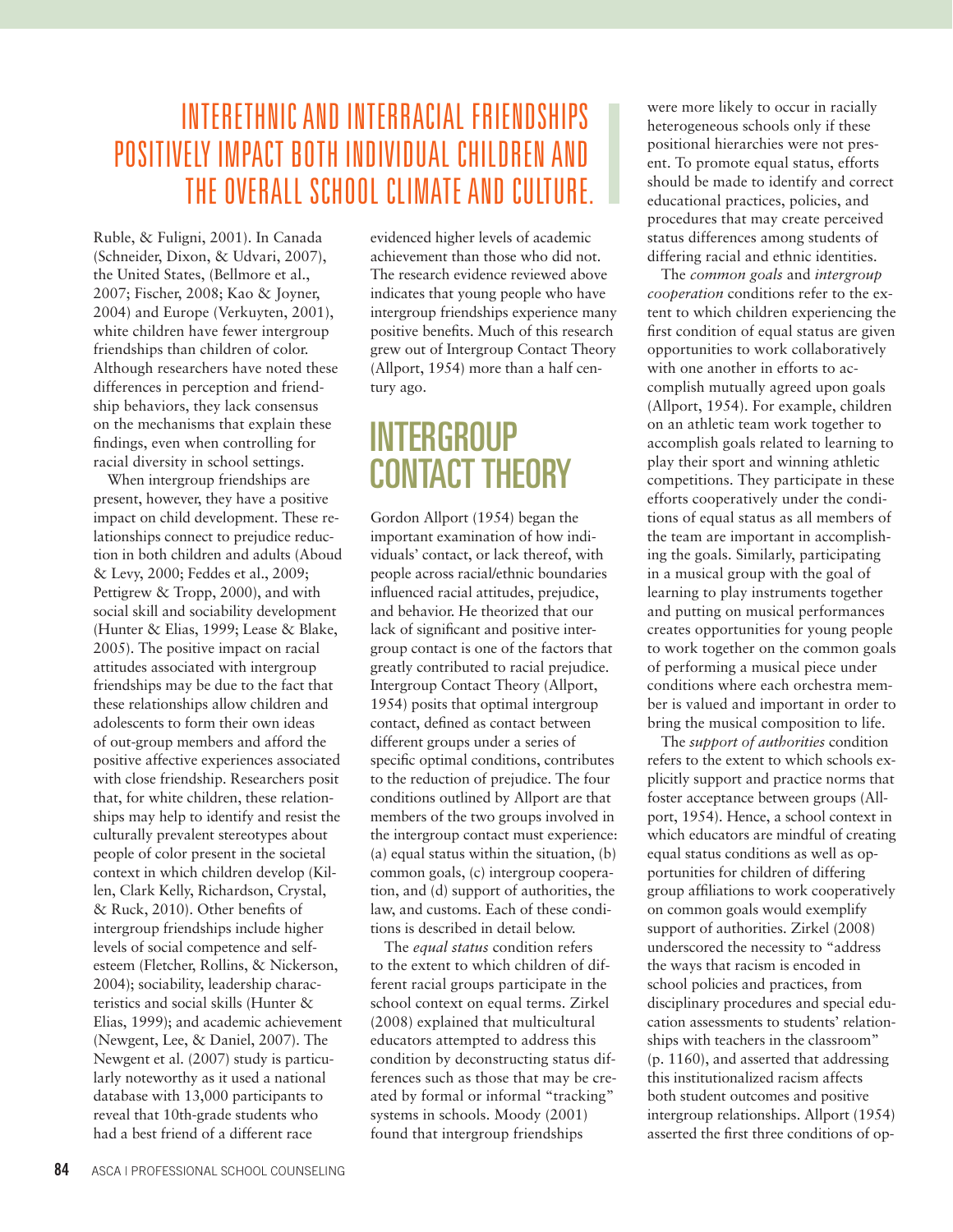**INTERETHNIC AND INTERRACIAL FRIENDSHIPS POSITIVELY IMPACT BOTH INDIVIDUAL CHILDREN AND THE OVERALL SCHOOL CLIMATE AND CULTURE.**

Ruble, & Fuligni, 2001). In Canada (Schneider, Dixon, & Udvari, 2007), the United States, (Bellmore et al., 2007; Fischer, 2008; Kao & Joyner, 2004) and Europe (Verkuyten, 2001), white children have fewer intergroup friendships than children of color. Although researchers have noted these differences in perception and friendship behaviors, they lack consensus on the mechanisms that explain these findings, even when controlling for racial diversity in school settings.

When intergroup friendships are present, however, they have a positive impact on child development. These relationships connect to prejudice reduction in both children and adults (Aboud & Levy, 2000; Feddes et al., 2009; Pettigrew & Tropp, 2000), and with social skill and sociability development (Hunter & Elias, 1999; Lease & Blake, 2005). The positive impact on racial attitudes associated with intergroup friendships may be due to the fact that these relationships allow children and adolescents to form their own ideas of out-group members and afford the positive affective experiences associated with close friendship. Researchers posit that, for white children, these relationships may help to identify and resist the culturally prevalent stereotypes about people of color present in the societal context in which children develop (Killen, Clark Kelly, Richardson, Crystal, & Ruck, 2010). Other benefits of intergroup friendships include higher levels of social competence and self-esteem (Fletcher, Rollins, & Nickerson, 2004); sociability, leadership characteristics and social skills (Hunter & Elias, 1999); and academic achievement (Newgent, Lee, & Daniel, 2007). The Newgent et al. (2007) study is particularly noteworthy as it used a national database with 13,000 participants to reveal that 10th-grade students who had a best friend of a different race evidenced higher levels of academic achievement than those who did not. The research evidence reviewed above indicates that young people who have intergroup friendships experience many positive benefits. Much of this research grew out of Intergroup Contact Theory (Allport, 1954) more than a half century ago.

## INTERGROUP CONTACT THEORY

Gordon Allport (1954) began the important examination of how individuals' contact, or lack thereof, with people across racial/ethnic boundaries influenced racial attitudes, prejudice, and behavior. He theorized that our lack of significant and positive intergroup contact is one of the factors that greatly contributed to racial prejudice. Intergroup Contact Theory (Allport, 1954) posits that optimal intergroup contact, defined as contact between different groups under a series of specific optimal conditions, contributes to the reduction of prejudice. The four conditions outlined by Allport are that members of the two groups involved in the intergroup contact must experience: (a) equal status within the situation, (b) common goals, (c) intergroup cooperation, and (d) support of authorities, the law, and customs. Each of these conditions is described in detail below.

The *equal status* condition refers to the extent to which children of different racial groups participate in the school context on equal terms. Zirkel (2008) explained that multicultural educators attempted to address this condition by deconstructing status differences such as those that may be created by formal or informal "tracking" systems in schools. Moody (2001) found that intergroup friendships were more likely to occur in racially heterogeneous schools only if these positional hierarchies were not present. To promote equal status, efforts should be made to identify and correct educational practices, policies, and procedures that may create perceived status differences among students of differing racial and ethnic identities.

The *common goals* and *intergroup cooperation* conditions refer to the extent to which children experiencing the first condition of equal status are given opportunities to work collaboratively with one another in efforts to accomplish mutually agreed upon goals (Allport, 1954). For example, children on an athletic team work together to accomplish goals related to learning to play their sport and winning athletic competitions. They participate in these efforts cooperatively under the conditions of equal status as all members of the team are important in accomplishing the goals. Similarly, participating in a musical group with the goal of learning to play instruments together and putting on musical performances creates opportunities for young people to work together on the common goals of performing a musical piece under conditions where each orchestra member is valued and important in order to bring the musical composition to life.

The *support of authorities* condition refers to the extent to which schools explicitly support and practice norms that foster acceptance between groups (Allport, 1954). Hence, a school context in which educators are mindful of creating equal status conditions as well as opportunities for children of differing group affiliations to work cooperatively on common goals would exemplify support of authorities. Zirkel (2008) underscored the necessity to "address the ways that racism is encoded in school policies and practices, from disciplinary procedures and special education assessments to students' relationships with teachers in the classroom" (p. 1160), and asserted that addressing this institutionalized racism affects both student outcomes and positive intergroup relationships. Allport (1954) asserted the first three conditions of op-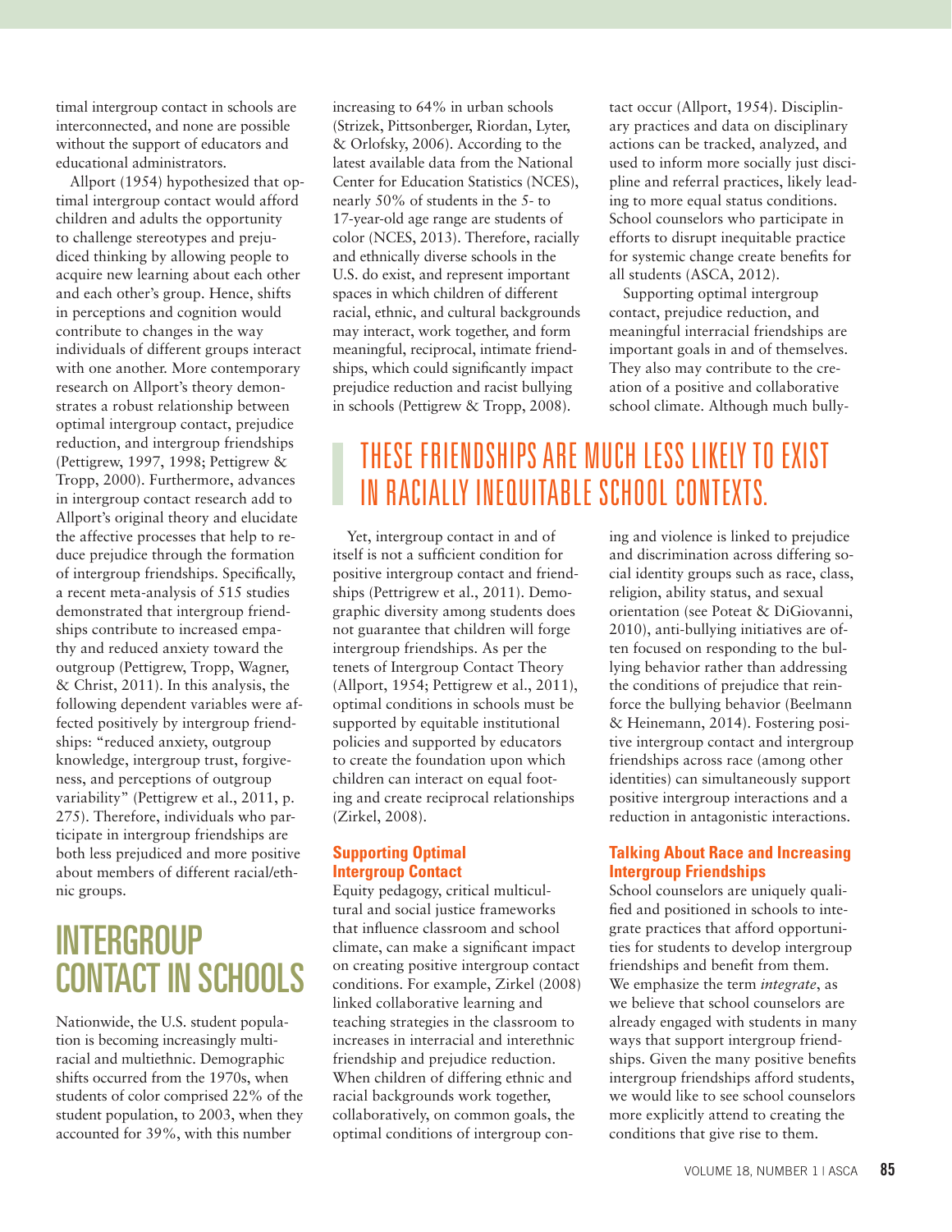timal intergroup contact in schools are interconnected, and none are possible without the support of educators and educational administrators.

Allport (1954) hypothesized that optimal intergroup contact would afford children and adults the opportunity to challenge stereotypes and prejudiced thinking by allowing people to acquire new learning about each other and each other's group. Hence, shifts in perceptions and cognition would contribute to changes in the way individuals of different groups interact with one another. More contemporary research on Allport's theory demonstrates a robust relationship between optimal intergroup contact, prejudice reduction, and intergroup friendships (Pettigrew, 1997, 1998; Pettigrew & Tropp, 2000). Furthermore, advances in intergroup contact research add to Allport's original theory and elucidate the affective processes that help to reduce prejudice through the formation of intergroup friendships. Specifically, a recent meta-analysis of 515 studies demonstrated that intergroup friendships contribute to increased empathy and reduced anxiety toward the outgroup (Pettigrew, Tropp, Wagner, & Christ, 2011). In this analysis, the following dependent variables were affected positively by intergroup friendships: "reduced anxiety, outgroup knowledge, intergroup trust, forgiveness, and perceptions of outgroup variability" (Pettigrew et al., 2011, p. 275). Therefore, individuals who participate in intergroup friendships are both less prejudiced and more positive about members of different racial/ethnic groups.

## INTERGROUP CONTACT IN SCHOOLS

Nationwide, the U.S. student population is becoming increasingly multiracial and multiethnic. Demographic shifts occurred from the 1970s, when students of color comprised 22% of the student population, to 2003, when they accounted for 39%, with this number increasing to 64% in urban schools (Strizek, Pittsonberger, Riordan, Lyter, & Orlofsky, 2006). According to the latest available data from the National Center for Education Statistics (NCES), nearly 50% of students in the 5- to 17-year-old age range are students of color (NCES, 2013). Therefore, racially and ethnically diverse schools in the U.S. do exist, and represent important spaces in which children of different racial, ethnic, and cultural backgrounds may interact, work together, and form meaningful, reciprocal, intimate friendships, which could significantly impact prejudice reduction and racist bullying in schools (Pettigrew & Tropp, 2008).

> THESE FRIENDSHIPS ARE MUCH LESS LIKELY TO EXIST IN RACIALLY INEQUITABLE SCHOOL CONTEXTS.

Yet, intergroup contact in and of itself is not a sufficient condition for positive intergroup contact and friendships (Pettrigrew et al., 2011). Demographic diversity among students does not guarantee that children will forge intergroup friendships. As per the tenets of Intergroup Contact Theory (Allport, 1954; Pettigrew et al., 2011), optimal conditions in schools must be supported by equitable institutional policies and supported by educators to create the foundation upon which children can interact on equal footing and create reciprocal relationships (Zirkel, 2008).

### Supporting Optimal Intergroup Contact

Equity pedagogy, critical multicultural and social justice frameworks that influence classroom and school climate, can make a significant impact on creating positive intergroup contact conditions. For example, Zirkel (2008) linked collaborative learning and teaching strategies in the classroom to increases in interracial and interethnic friendship and prejudice reduction. When children of differing ethnic and racial backgrounds work together, collaboratively, on common goals, the optimal conditions of intergroup contact occur (Allport, 1954). Disciplinary practices and data on disciplinary actions can be tracked, analyzed, and used to inform more socially just discipline and referral practices, likely leading to more equal status conditions. School counselors who participate in efforts to disrupt inequitable practice for systemic change create benefits for all students (ASCA, 2012).

Supporting optimal intergroup contact, prejudice reduction, and meaningful interracial friendships are important goals in and of themselves. They also may contribute to the creation of a positive and collaborative school climate. Although much bullying and violence is linked to prejudice and discrimination across differing social identity groups such as race, class, religion, ability status, and sexual orientation (see Poteat & DiGiovanni, 2010), anti-bullying initiatives are often focused on responding to the bullying behavior rather than addressing the conditions of prejudice that reinforce the bullying behavior (Beelmann & Heinemann, 2014). Fostering positive intergroup contact and intergroup friendships across race (among other identities) can simultaneously support positive intergroup interactions and a reduction in antagonistic interactions.

### Talking About Race and Increasing Intergroup Friendships

School counselors are uniquely qualified and positioned in schools to integrate practices that afford opportunities for students to develop intergroup friendships and benefit from them. We emphasize the term *integrate*, as we believe that school counselors are already engaged with students in many ways that support intergroup friendships. Given the many positive benefits intergroup friendships afford students, we would like to see school counselors more explicitly attend to creating the conditions that give rise to them.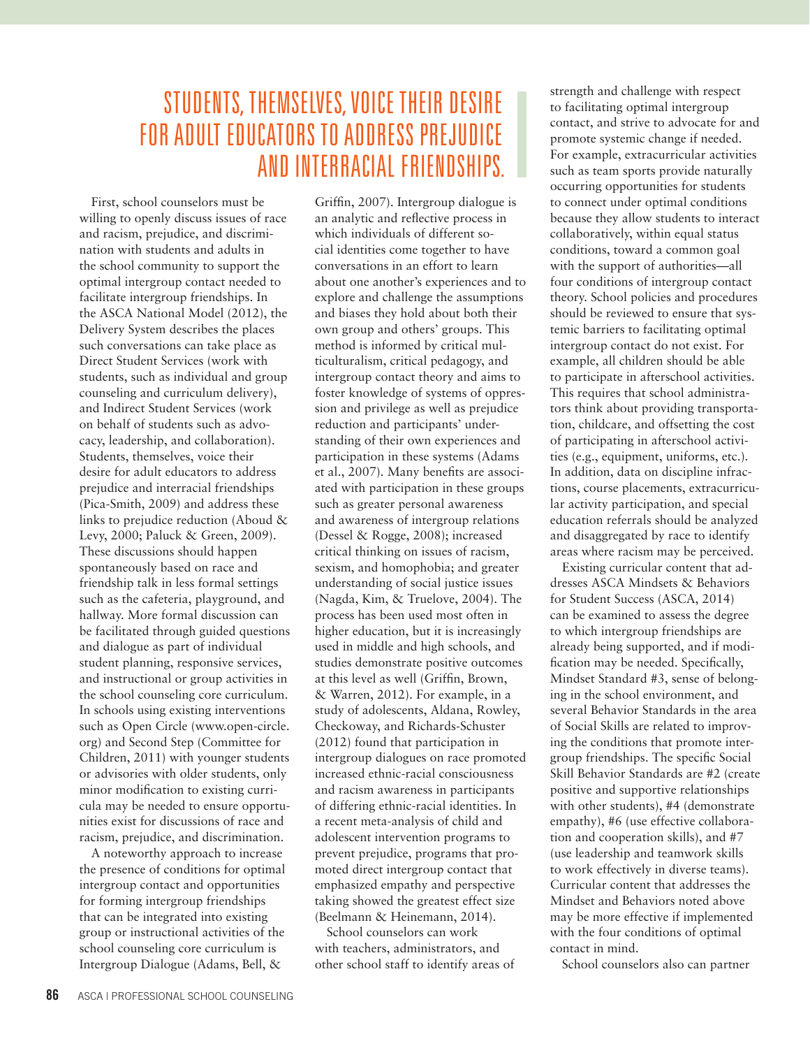> STUDENTS, THEMSELVES, VOICE THEIR DESIRE FOR ADULT EDUCATORS TO ADDRESS PREJUDICE AND INTERRACIAL FRIENDSHIPS.

First, school counselors must be willing to openly discuss issues of race and racism, prejudice, and discrimination with students and adults in the school community to support the optimal intergroup contact needed to facilitate intergroup friendships. In the ASCA National Model (2012), the Delivery System describes the places such conversations can take place as Direct Student Services (work with students, such as individual and group counseling and curriculum delivery), and Indirect Student Services (work on behalf of students such as advocacy, leadership, and collaboration). Students, themselves, voice their desire for adult educators to address prejudice and interracial friendships (Pica-Smith, 2009) and address these links to prejudice reduction (Aboud & Levy, 2000; Paluck & Green, 2009). These discussions should happen spontaneously based on race and friendship talk in less formal settings such as the cafeteria, playground, and hallway. More formal discussion can be facilitated through guided questions and dialogue as part of individual student planning, responsive services, and instructional or group activities in the school counseling core curriculum. In schools using existing interventions such as Open Circle (www.open-circle.org) and Second Step (Committee for Children, 2011) with younger students or advisories with older students, only minor modification to existing curricula may be needed to ensure opportunities exist for discussions of race and racism, prejudice, and discrimination.

A noteworthy approach to increase the presence of conditions for optimal intergroup contact and opportunities for forming intergroup friendships that can be integrated into existing group or instructional activities of the school counseling core curriculum is Intergroup Dialogue (Adams, Bell, & Griffin, 2007). Intergroup dialogue is an analytic and reflective process in which individuals of different social identities come together to have conversations in an effort to learn about one another's experiences and to explore and challenge the assumptions and biases they hold about both their own group and others' groups. This method is informed by critical multiculturalism, critical pedagogy, and intergroup contact theory and aims to foster knowledge of systems of oppression and privilege as well as prejudice reduction and participants' understanding of their own experiences and participation in these systems (Adams et al., 2007). Many benefits are associated with participation in these groups such as greater personal awareness and awareness of intergroup relations (Dessel & Rogge, 2008); increased critical thinking on issues of racism, sexism, and homophobia; and greater understanding of social justice issues (Nagda, Kim, & Truelove, 2004). The process has been used most often in higher education, but it is increasingly used in middle and high schools, and studies demonstrate positive outcomes at this level as well (Griffin, Brown, & Warren, 2012). For example, in a study of adolescents, Aldana, Rowley, Checkoway, and Richards-Schuster (2012) found that participation in intergroup dialogues on race promoted increased ethnic-racial consciousness and racism awareness in participants of differing ethnic-racial identities. In a recent meta-analysis of child and adolescent intervention programs to prevent prejudice, programs that promoted direct intergroup contact that emphasized empathy and perspective taking showed the greatest effect size (Beelmann & Heinemann, 2014).

School counselors can work with teachers, administrators, and other school staff to identify areas of strength and challenge with respect to facilitating optimal intergroup contact, and strive to advocate for and promote systemic change if needed. For example, extracurricular activities such as team sports provide naturally occurring opportunities for students to connect under optimal conditions because they allow students to interact collaboratively, within equal status conditions, toward a common goal with the support of authorities—all four conditions of intergroup contact theory. School policies and procedures should be reviewed to ensure that systemic barriers to facilitating optimal intergroup contact do not exist. For example, all children should be able to participate in afterschool activities. This requires that school administrators think about providing transportation, childcare, and offsetting the cost of participating in afterschool activities (e.g., equipment, uniforms, etc.). In addition, data on discipline infractions, course placements, extracurricular activity participation, and special education referrals should be analyzed and disaggregated by race to identify areas where racism may be perceived.

Existing curricular content that addresses ASCA Mindsets & Behaviors for Student Success (ASCA, 2014) can be examined to assess the degree to which intergroup friendships are already being supported, and if modification may be needed. Specifically, Mindset Standard #3, sense of belonging in the school environment, and several Behavior Standards in the area of Social Skills are related to improving the conditions that promote intergroup friendships. The specific Social Skill Behavior Standards are #2 (create positive and supportive relationships with other students), #4 (demonstrate empathy), #6 (use effective collaboration and cooperation skills), and #7 (use leadership and teamwork skills to work effectively in diverse teams). Curricular content that addresses the Mindset and Behaviors noted above may be more effective if implemented with the four conditions of optimal contact in mind.

School counselors also can partner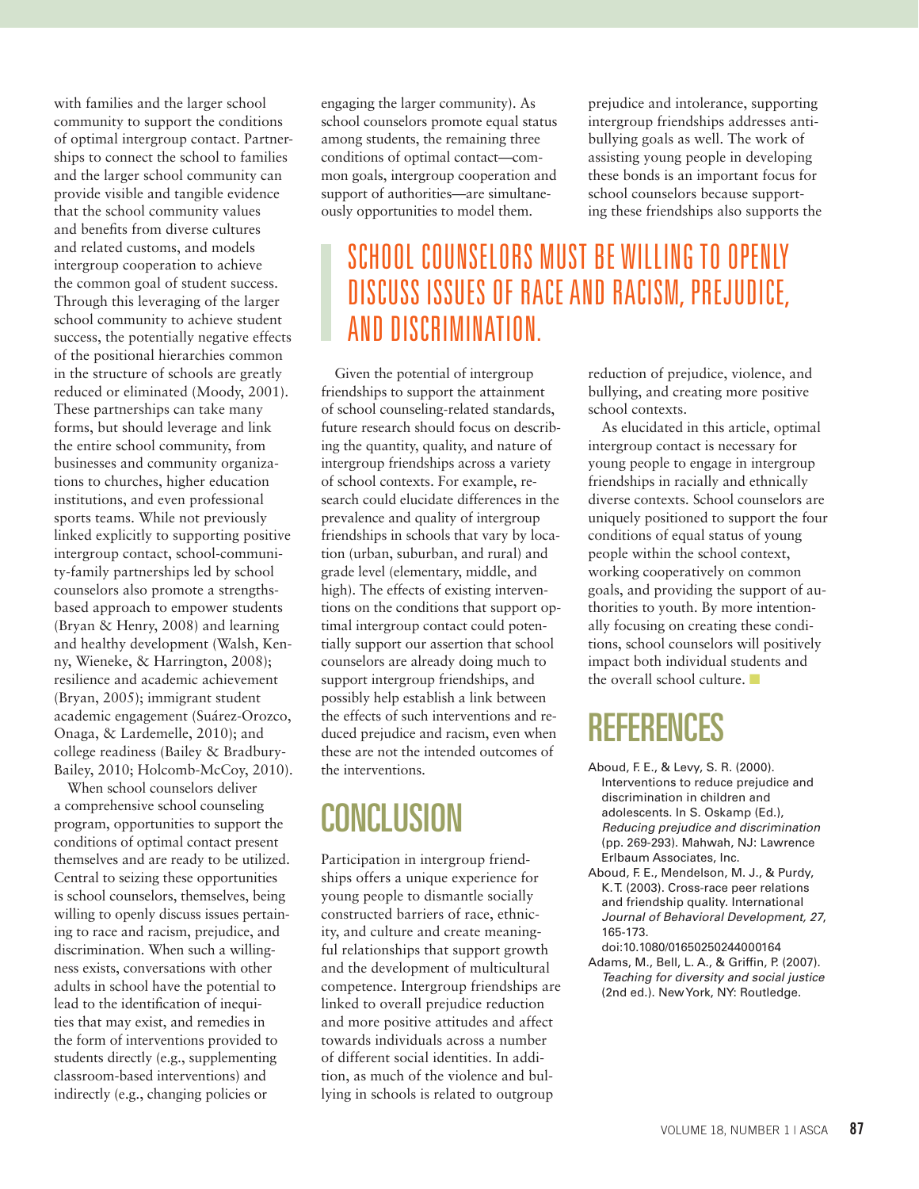with families and the larger school community to support the conditions of optimal intergroup contact. Partnerships to connect the school to families and the larger school community can provide visible and tangible evidence that the school community values and benefits from diverse cultures and related customs, and models intergroup cooperation to achieve the common goal of student success. Through this leveraging of the larger school community to achieve student success, the potentially negative effects of the positional hierarchies common in the structure of schools are greatly reduced or eliminated (Moody, 2001). These partnerships can take many forms, but should leverage and link the entire school community, from businesses and community organizations to churches, higher education institutions, and even professional sports teams. While not previously linked explicitly to supporting positive intergroup contact, school-community-family partnerships led by school counselors also promote a strengths-based approach to empower students (Bryan & Henry, 2008) and learning and healthy development (Walsh, Kenny, Wieneke, & Harrington, 2008); resilience and academic achievement (Bryan, 2005); immigrant student academic engagement (Suárez-Orozco, Onaga, & Lardemelle, 2010); and college readiness (Bailey & Bradbury-Bailey, 2010; Holcomb-McCoy, 2010).

When school counselors deliver a comprehensive school counseling program, opportunities to support the conditions of optimal contact present themselves and are ready to be utilized. Central to seizing these opportunities is school counselors, themselves, being willing to openly discuss issues pertaining to race and racism, prejudice, and discrimination. When such a willingness exists, conversations with other adults in school have the potential to lead to the identification of inequities that may exist, and remedies in the form of interventions provided to students directly (e.g., supplementing classroom-based interventions) and indirectly (e.g., changing policies or engaging the larger community). As school counselors promote equal status among students, the remaining three conditions of optimal contact—common goals, intergroup cooperation and support of authorities—are simultaneously opportunities to model them.

prejudice and intolerance, supporting intergroup friendships addresses anti-bullying goals as well. The work of assisting young people in developing these bonds is an important focus for school counselors because supporting these friendships also supports the reduction of prejudice, violence, and bullying, and creating more positive school contexts.

> SCHOOL COUNSELORS MUST BE WILLING TO OPENLY DISCUSS ISSUES OF RACE AND RACISM, PREJUDICE, AND DISCRIMINATION.

Given the potential of intergroup friendships to support the attainment of school counseling-related standards, future research should focus on describing the quantity, quality, and nature of intergroup friendships across a variety of school contexts. For example, research could elucidate differences in the prevalence and quality of intergroup friendships in schools that vary by location (urban, suburban, and rural) and grade level (elementary, middle, and high). The effects of existing interventions on the conditions that support optimal intergroup contact could potentially support our assertion that school counselors are already doing much to support intergroup friendships, and possibly help establish a link between the effects of such interventions and reduced prejudice and racism, even when these are not the intended outcomes of the interventions.

## CONCLUSION

Participation in intergroup friendships offers a unique experience for young people to dismantle socially constructed barriers of race, ethnicity, and culture and create meaningful relationships that support growth and the development of multicultural competence. Intergroup friendships are linked to overall prejudice reduction and more positive attitudes and affect towards individuals across a number of different social identities. In addition, as much of the violence and bullying in schools is related to outgroup prejudice and intolerance, supporting intergroup friendships addresses anti-bullying goals as well.

As elucidated in this article, optimal intergroup contact is necessary for young people to engage in intergroup friendships in racially and ethnically diverse contexts. School counselors are uniquely positioned to support the four conditions of equal status of young people within the school context, working cooperatively on common goals, and providing the support of authorities to youth. By more intentionally focusing on creating these conditions, school counselors will positively impact both individual students and the overall school culture. ■

## REFERENCES

Aboud, F. E., & Levy, S. R. (2000). Interventions to reduce prejudice and discrimination in children and adolescents. In S. Oskamp (Ed.), *Reducing prejudice and discrimination* (pp. 269-293). Mahwah, NJ: Lawrence Erlbaum Associates, Inc.

Aboud, F. E., Mendelson, M. J., & Purdy, K. T. (2003). Cross-race peer relations and friendship quality. International *Journal of Behavioral Development, 27*, 165-173. doi:10.1080/01650250244000164

Adams, M., Bell, L. A., & Griffin, P. (2007). *Teaching for diversity and social justice* (2nd ed.). New York, NY: Routledge.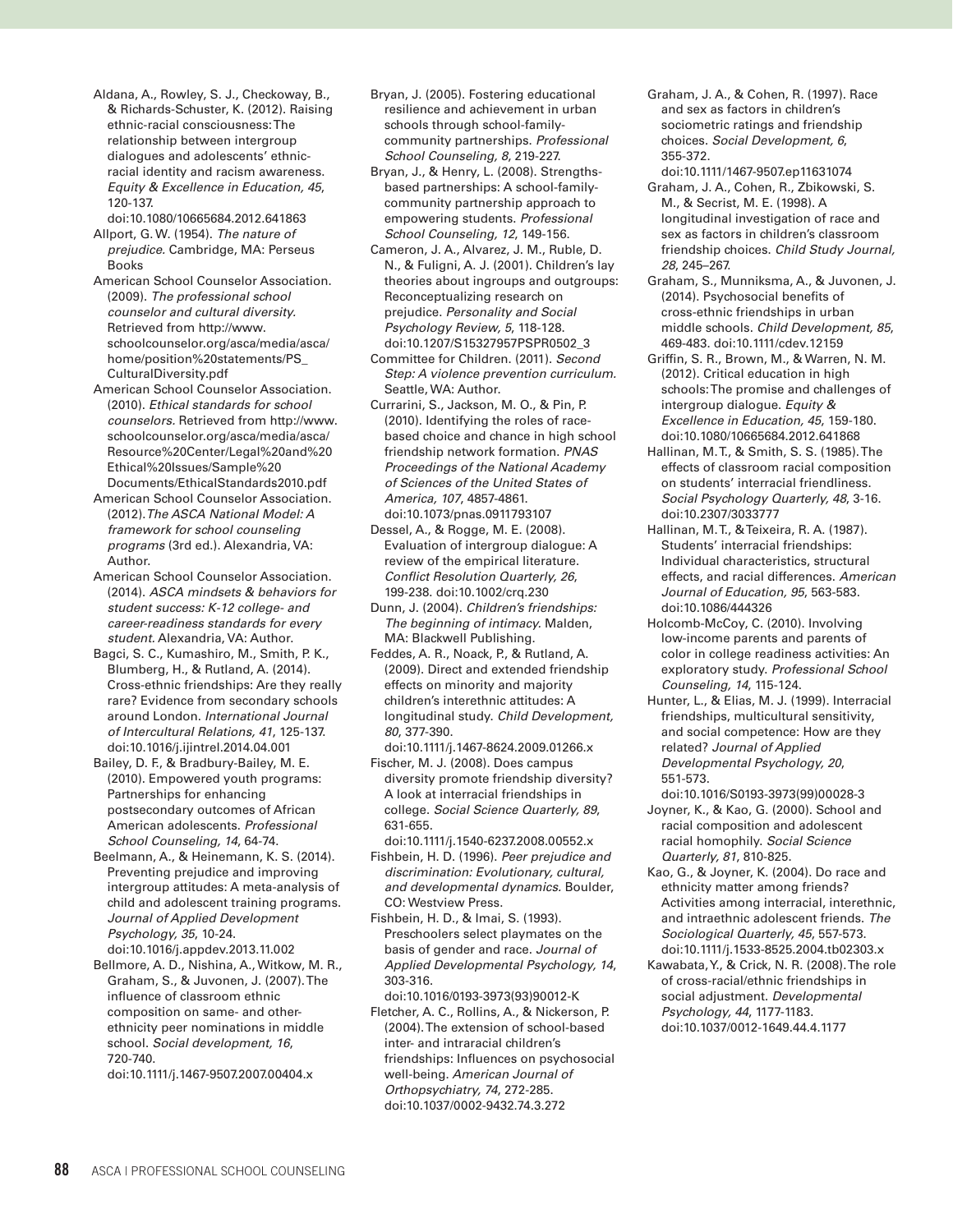Aldana, A., Rowley, S. J., Checkoway, B., & Richards-Schuster, K. (2012). Raising ethnic-racial consciousness: The relationship between intergroup dialogues and adolescents' ethnic-racial identity and racism awareness. *Equity & Excellence in Education, 45*, 120-137. doi:10.1080/10665684.2012.641863

Allport, G. W. (1954). *The nature of prejudice.* Cambridge, MA: Perseus Books

American School Counselor Association. (2009). *The professional school counselor and cultural diversity.* Retrieved from http://www.schoolcounselor.org/asca/media/asca/home/position%20statements/PS_CulturalDiversity.pdf

American School Counselor Association. (2010). *Ethical standards for school counselors.* Retrieved from http://www.schoolcounselor.org/asca/media/asca/Resource%20Center/Legal%20and%20Ethical%20Issues/Sample%20Documents/EthicalStandards2010.pdf

American School Counselor Association. (2012). *The ASCA National Model: A framework for school counseling programs* (3rd ed.). Alexandria, VA: Author.

American School Counselor Association. (2014). *ASCA mindsets & behaviors for student success: K-12 college- and career-readiness standards for every student.* Alexandria, VA: Author.

Bagci, S. C., Kumashiro, M., Smith, P. K., Blumberg, H., & Rutland, A. (2014). Cross-ethnic friendships: Are they really rare? Evidence from secondary schools around London. *International Journal of Intercultural Relations, 41*, 125-137. doi:10.1016/j.ijintrel.2014.04.001

Bailey, D. F., & Bradbury-Bailey, M. E. (2010). Empowered youth programs: Partnerships for enhancing postsecondary outcomes of African American adolescents. *Professional School Counseling, 14*, 64-74.

Beelmann, A., & Heinemann, K. S. (2014). Preventing prejudice and improving intergroup attitudes: A meta-analysis of child and adolescent training programs. *Journal of Applied Development Psychology, 35*, 10-24. doi:10.1016/j.appdev.2013.11.002

Bellmore, A. D., Nishina, A., Witkow, M. R., Graham, S., & Juvonen, J. (2007). The influence of classroom ethnic composition on same- and other-ethnicity peer nominations in middle school. *Social development, 16*, 720-740. doi:10.1111/j.1467-9507.2007.00404.x

Bryan, J. (2005). Fostering educational resilience and achievement in urban schools through school-family-community partnerships. *Professional School Counseling, 8*, 219-227.

Bryan, J., & Henry, L. (2008). Strengths-based partnerships: A school-family-community partnership approach to empowering students. *Professional School Counseling, 12*, 149-156.

Cameron, J. A., Alvarez, J. M., Ruble, D. N., & Fuligni, A. J. (2001). Children's lay theories about ingroups and outgroups: Reconceptualizing research on prejudice. *Personality and Social Psychology Review, 5*, 118-128. doi:10.1207/S15327957PSPR0502_3

Committee for Children. (2011). *Second Step: A violence prevention curriculum.* Seattle, WA: Author.

Currarini, S., Jackson, M. O., & Pin, P. (2010). Identifying the roles of race-based choice and chance in high school friendship network formation. *PNAS Proceedings of the National Academy of Sciences of the United States of America, 107*, 4857-4861. doi:10.1073/pnas.0911793107

Dessel, A., & Rogge, M. E. (2008). Evaluation of intergroup dialogue: A review of the empirical literature. *Conflict Resolution Quarterly, 26*, 199-238. doi:10.1002/crq.230

Dunn, J. (2004). *Children's friendships: The beginning of intimacy.* Malden, MA: Blackwell Publishing.

Feddes, A. R., Noack, P., & Rutland, A. (2009). Direct and extended friendship effects on minority and majority children's interethnic attitudes: A longitudinal study. *Child Development, 80*, 377-390. doi:10.1111/j.1467-8624.2009.01266.x

Fischer, M. J. (2008). Does campus diversity promote friendship diversity? A look at interracial friendships in college. *Social Science Quarterly, 89*, 631-655. doi:10.1111/j.1540-6237.2008.00552.x

Fishbein, H. D. (1996). *Peer prejudice and discrimination: Evolutionary, cultural, and developmental dynamics.* Boulder, CO: Westview Press.

Fishbein, H. D., & Imai, S. (1993). Preschoolers select playmates on the basis of gender and race. *Journal of Applied Developmental Psychology, 14*, 303-316. doi:10.1016/0193-3973(93)90012-K

Fletcher, A. C., Rollins, A., & Nickerson, P. (2004). The extension of school-based inter- and intraracial children's friendships: Influences on psychosocial well-being. *American Journal of Orthopsychiatry, 74*, 272-285. doi:10.1037/0002-9432.74.3.272

Graham, J. A., & Cohen, R. (1997). Race and sex as factors in children's sociometric ratings and friendship choices. *Social Development, 6*, 355-372. doi:10.1111/1467-9507.ep11631074

Graham, J. A., Cohen, R., Zbikowski, S. M., & Secrist, M. E. (1998). A longitudinal investigation of race and sex as factors in children's classroom friendship choices. *Child Study Journal, 28*, 245–267.

Graham, S., Munniksma, A., & Juvonen, J. (2014). Psychosocial benefits of cross-ethnic friendships in urban middle schools. *Child Development, 85*, 469-483. doi:10.1111/cdev.12159

Griffin, S. R., Brown, M., & Warren, N. M. (2012). Critical education in high schools: The promise and challenges of intergroup dialogue. *Equity & Excellence in Education, 45*, 159-180. doi:10.1080/10665684.2012.641868

Hallinan, M. T., & Smith, S. S. (1985). The effects of classroom racial composition on students' interracial friendliness. *Social Psychology Quarterly, 48*, 3-16. doi:10.2307/3033777

Hallinan, M. T., & Teixeira, R. A. (1987). Students' interracial friendships: Individual characteristics, structural effects, and racial differences. *American Journal of Education, 95*, 563-583. doi:10.1086/444326

Holcomb-McCoy, C. (2010). Involving low-income parents and parents of color in college readiness activities: An exploratory study. *Professional School Counseling, 14*, 115-124.

Hunter, L., & Elias, M. J. (1999). Interracial friendships, multicultural sensitivity, and social competence: How are they related? *Journal of Applied Developmental Psychology, 20*, 551-573. doi:10.1016/S0193-3973(99)00028-3

Joyner, K., & Kao, G. (2000). School and racial composition and adolescent racial homophily. *Social Science Quarterly, 81*, 810-825.

Kao, G., & Joyner, K. (2004). Do race and ethnicity matter among friends? Activities among interracial, interethnic, and intraethnic adolescent friends. *The Sociological Quarterly, 45*, 557-573. doi:10.1111/j.1533-8525.2004.tb02303.x

Kawabata, Y., & Crick, N. R. (2008). The role of cross-racial/ethnic friendships in social adjustment. *Developmental Psychology, 44*, 1177-1183. doi:10.1037/0012-1649.44.4.1177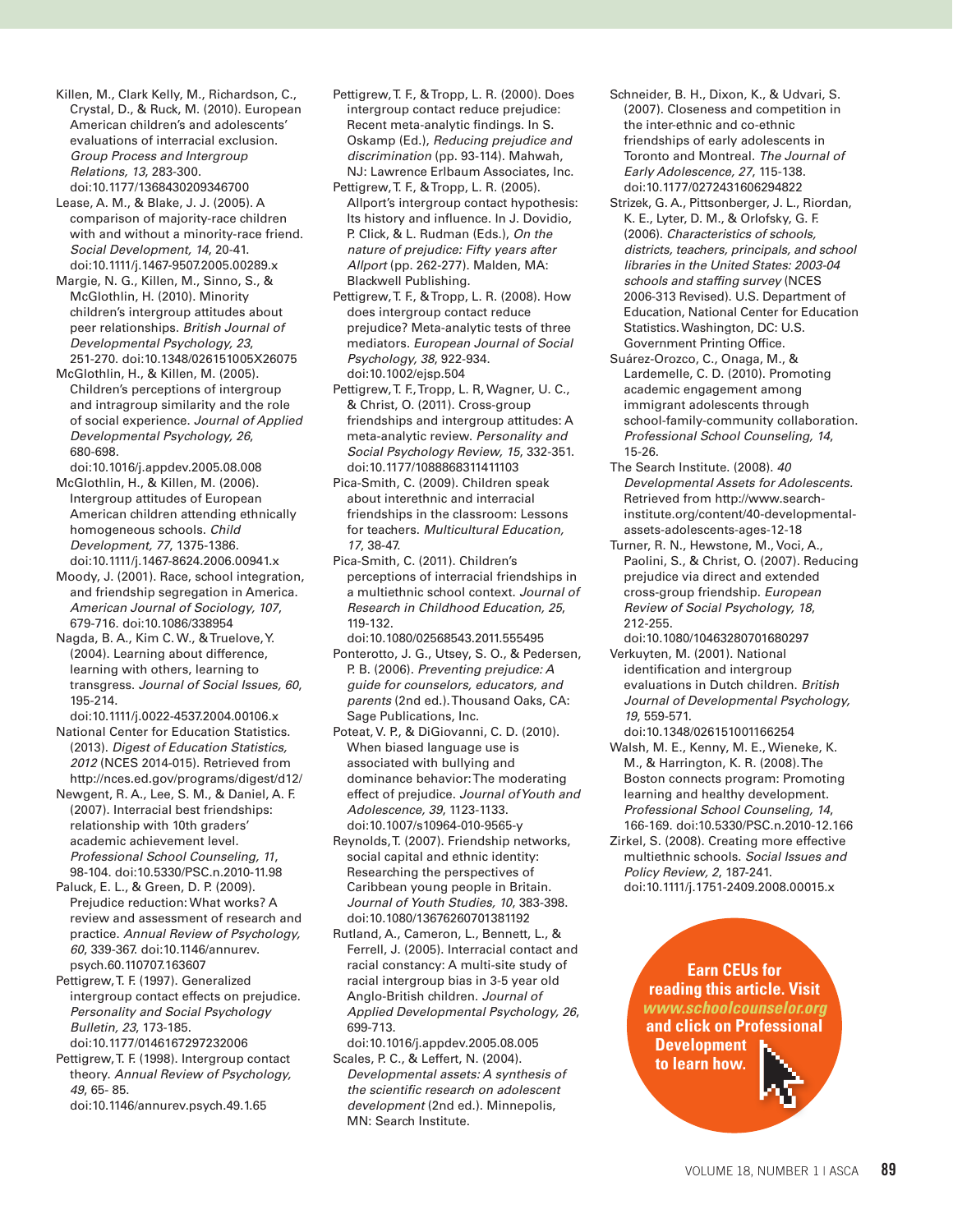Killen, M., Clark Kelly, M., Richardson, C., Crystal, D., & Ruck, M. (2010). European American children's and adolescents' evaluations of interracial exclusion. *Group Process and Intergroup Relations, 13*, 283-300. doi:10.1177/1368430209346700

Lease, A. M., & Blake, J. J. (2005). A comparison of majority-race children with and without a minority-race friend. *Social Development, 14*, 20-41. doi:10.1111/j.1467-9507.2005.00289.x

Margie, N. G., Killen, M., Sinno, S., & McGlothlin, H. (2010). Minority children's intergroup attitudes about peer relationships. *British Journal of Developmental Psychology, 23*, 251-270. doi:10.1348/026151005X26075

McGlothlin, H., & Killen, M. (2005). Children's perceptions of intergroup and intragroup similarity and the role of social experience. *Journal of Applied Developmental Psychology, 26*, 680-698. doi:10.1016/j.appdev.2005.08.008

McGlothlin, H., & Killen, M. (2006). Intergroup attitudes of European American children attending ethnically homogeneous schools. *Child Development, 77*, 1375-1386. doi:10.1111/j.1467-8624.2006.00941.x

Moody, J. (2001). Race, school integration, and friendship segregation in America. *American Journal of Sociology, 107*, 679-716. doi:10.1086/338954

Nagda, B. A., Kim C. W., & Truelove, Y. (2004). Learning about difference, learning with others, learning to transgress. *Journal of Social Issues, 60*, 195-214. doi:10.1111/j.0022-4537.2004.00106.x

National Center for Education Statistics. (2013). *Digest of Education Statistics, 2012* (NCES 2014-015). Retrieved from http://nces.ed.gov/programs/digest/d12/

Newgent, R. A., Lee, S. M., & Daniel, A. F. (2007). Interracial best friendships: relationship with 10th graders' academic achievement level. *Professional School Counseling, 11*, 98-104. doi:10.5330/PSC.n.2010-11.98

Paluck, E. L., & Green, D. P. (2009). Prejudice reduction: What works? A review and assessment of research and practice. *Annual Review of Psychology, 60*, 339-367. doi:10.1146/annurev.psych.60.110707.163607

Pettigrew, T. F. (1997). Generalized intergroup contact effects on prejudice. *Personality and Social Psychology Bulletin, 23*, 173-185. doi:10.1177/0146167297232006

Pettigrew, T. F. (1998). Intergroup contact theory. *Annual Review of Psychology, 49*, 65- 85. doi:10.1146/annurev.psych.49.1.65

Pettigrew, T. F., & Tropp, L. R. (2000). Does intergroup contact reduce prejudice: Recent meta-analytic findings. In S. Oskamp (Ed.), *Reducing prejudice and discrimination* (pp. 93-114). Mahwah, NJ: Lawrence Erlbaum Associates, Inc.

Pettigrew, T. F., & Tropp, L. R. (2005). Allport's intergroup contact hypothesis: Its history and influence. In J. Dovidio, P. Click, & L. Rudman (Eds.), *On the nature of prejudice: Fifty years after Allport* (pp. 262-277). Malden, MA: Blackwell Publishing.

Pettigrew, T. F., & Tropp, L. R. (2008). How does intergroup contact reduce prejudice? Meta-analytic tests of three mediators. *European Journal of Social Psychology, 38*, 922-934. doi:10.1002/ejsp.504

Pettigrew, T. F., Tropp, L. R, Wagner, U. C., & Christ, O. (2011). Cross-group friendships and intergroup attitudes: A meta-analytic review. *Personality and Social Psychology Review, 15*, 332-351. doi:10.1177/1088868311411103

Pica-Smith, C. (2009). Children speak about interethnic and interracial friendships in the classroom: Lessons for teachers. *Multicultural Education, 17*, 38-47.

Pica-Smith, C. (2011). Children's perceptions of interracial friendships in a multiethnic school context. *Journal of Research in Childhood Education, 25*, 119-132. doi:10.1080/02568543.2011.555495

Ponterotto, J. G., Utsey, S. O., & Pedersen, P. B. (2006). *Preventing prejudice: A guide for counselors, educators, and parents* (2nd ed.). Thousand Oaks, CA: Sage Publications, Inc.

Poteat, V. P., & DiGiovanni, C. D. (2010). When biased language use is associated with bullying and dominance behavior: The moderating effect of prejudice. *Journal of Youth and Adolescence, 39*, 1123-1133. doi:10.1007/s10964-010-9565-y

Reynolds, T. (2007). Friendship networks, social capital and ethnic identity: Researching the perspectives of Caribbean young people in Britain. *Journal of Youth Studies, 10*, 383-398. doi:10.1080/13676260701381192

Rutland, A., Cameron, L., Bennett, L., & Ferrell, J. (2005). Interracial contact and racial constancy: A multi-site study of racial intergroup bias in 3-5 year old Anglo-British children. *Journal of Applied Developmental Psychology, 26*, 699-713. doi:10.1016/j.appdev.2005.08.005

Scales, P. C., & Leffert, N. (2004). *Developmental assets: A synthesis of the scientific research on adolescent development* (2nd ed.). Minneapolis, MN: Search Institute.

Schneider, B. H., Dixon, K., & Udvari, S. (2007). Closeness and competition in the inter-ethnic and co-ethnic friendships of early adolescents in Toronto and Montreal. *The Journal of Early Adolescence, 27*, 115-138. doi:10.1177/0272431606294822

Strizek, G. A., Pittsonberger, J. L., Riordan, K. E., Lyter, D. M., & Orlofsky, G. F. (2006). *Characteristics of schools, districts, teachers, principals, and school libraries in the United States: 2003-04 schools and staffing survey* (NCES 2006-313 Revised). U.S. Department of Education, National Center for Education Statistics. Washington, DC: U.S. Government Printing Office.

Suárez-Orozco, C., Onaga, M., & Lardemelle, C. D. (2010). Promoting academic engagement among immigrant adolescents through school-family-community collaboration. *Professional School Counseling, 14*, 15-26.

The Search Institute. (2008). *40 Developmental Assets for Adolescents.* Retrieved from http://www.search-institute.org/content/40-developmental-assets-adolescents-ages-12-18

Turner, R. N., Hewstone, M., Voci, A., Paolini, S., & Christ, O. (2007). Reducing prejudice via direct and extended cross-group friendship. *European Review of Social Psychology, 18*, 212-255. doi:10.1080/10463280701680297

Verkuyten, M. (2001). National identification and intergroup evaluations in Dutch children. *British Journal of Developmental Psychology, 19*, 559-571. doi:10.1348/026151001166254

Walsh, M. E., Kenny, M. E., Wieneke, K. M., & Harrington, K. R. (2008). The Boston connects program: Promoting learning and healthy development. *Professional School Counseling, 14*, 166-169. doi:10.5330/PSC.n.2010-12.166

Zirkel, S. (2008). Creating more effective multiethnic schools. *Social Issues and Policy Review, 2*, 187-241. doi:10.1111/j.1751-2409.2008.00015.x

**Earn CEUs for reading this article. Visit *www.schoolcounselor.org* and click on Professional Development to learn how.**